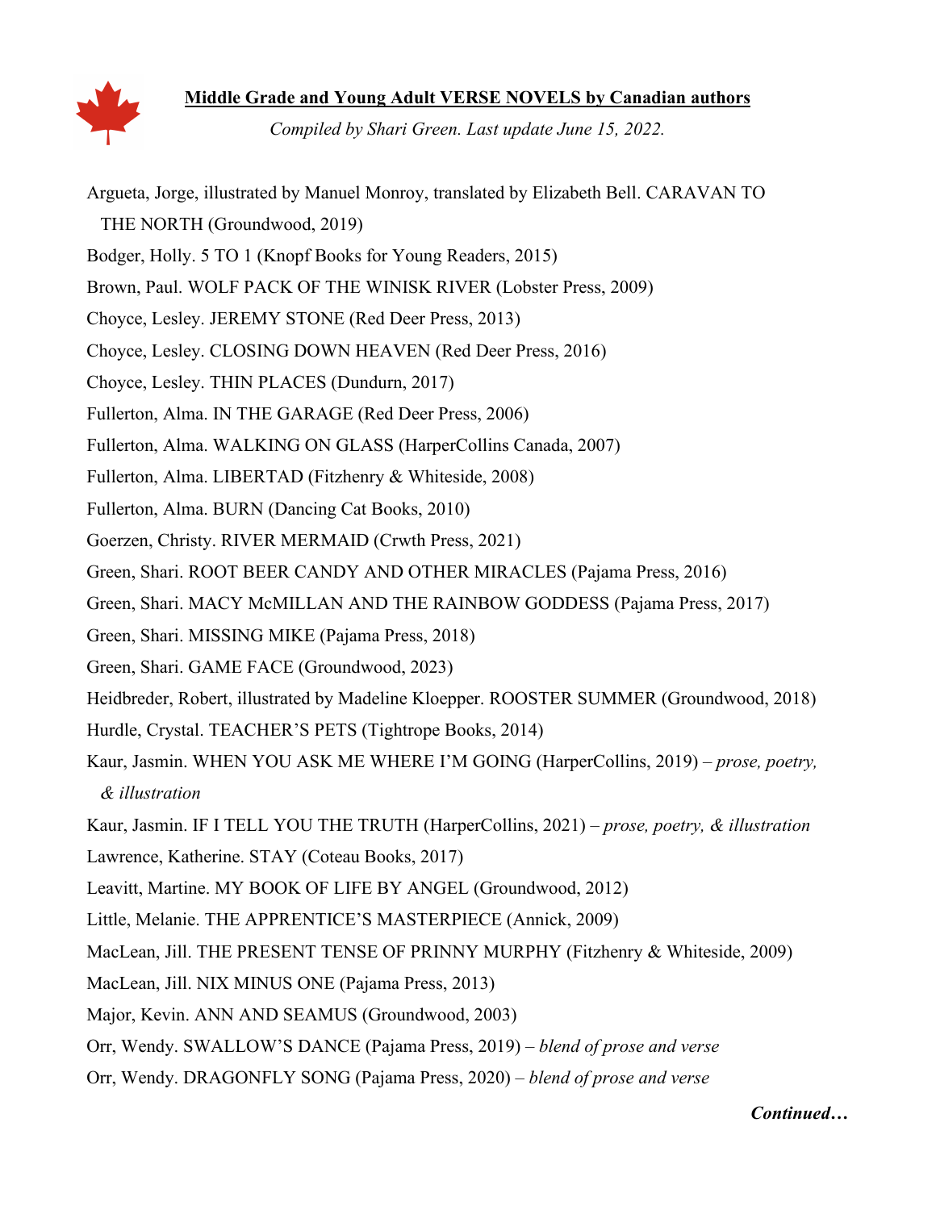**Middle Grade and Young Adult VERSE NOVELS by Canadian authors**

*Compiled by Shari Green. Last update June 15, 2022.*

Argueta, Jorge, illustrated by Manuel Monroy, translated by Elizabeth Bell. CARAVAN TO THE NORTH (Groundwood, 2019)

Bodger, Holly. 5 TO 1 (Knopf Books for Young Readers, 2015)

Brown, Paul. WOLF PACK OF THE WINISK RIVER (Lobster Press, 2009)

Choyce, Lesley. JEREMY STONE (Red Deer Press, 2013)

Choyce, Lesley. CLOSING DOWN HEAVEN (Red Deer Press, 2016)

Choyce, Lesley. THIN PLACES (Dundurn, 2017)

Fullerton, Alma. IN THE GARAGE (Red Deer Press, 2006)

Fullerton, Alma. WALKING ON GLASS (HarperCollins Canada, 2007)

Fullerton, Alma. LIBERTAD (Fitzhenry & Whiteside, 2008)

Fullerton, Alma. BURN (Dancing Cat Books, 2010)

Goerzen, Christy. RIVER MERMAID (Crwth Press, 2021)

Green, Shari. ROOT BEER CANDY AND OTHER MIRACLES (Pajama Press, 2016)

Green, Shari. MACY McMILLAN AND THE RAINBOW GODDESS (Pajama Press, 2017)

Green, Shari. MISSING MIKE (Pajama Press, 2018)

Green, Shari. GAME FACE (Groundwood, 2023)

Heidbreder, Robert, illustrated by Madeline Kloepper. ROOSTER SUMMER (Groundwood, 2018)

Hurdle, Crystal. TEACHER'S PETS (Tightrope Books, 2014)

Kaur, Jasmin. WHEN YOU ASK ME WHERE I'M GOING (HarperCollins, 2019) – *prose, poetry, & illustration*

Kaur, Jasmin. IF I TELL YOU THE TRUTH (HarperCollins, 2021) – *prose, poetry, & illustration*

Lawrence, Katherine. STAY (Coteau Books, 2017)

Leavitt, Martine. MY BOOK OF LIFE BY ANGEL (Groundwood, 2012)

Little, Melanie. THE APPRENTICE'S MASTERPIECE (Annick, 2009)

MacLean, Jill. THE PRESENT TENSE OF PRINNY MURPHY (Fitzhenry & Whiteside, 2009)

MacLean, Jill. NIX MINUS ONE (Pajama Press, 2013)

Major, Kevin. ANN AND SEAMUS (Groundwood, 2003)

Orr, Wendy. SWALLOW'S DANCE (Pajama Press, 2019) – *blend of prose and verse*

Orr, Wendy. DRAGONFLY SONG (Pajama Press, 2020) – *blend of prose and verse*

***Continued…***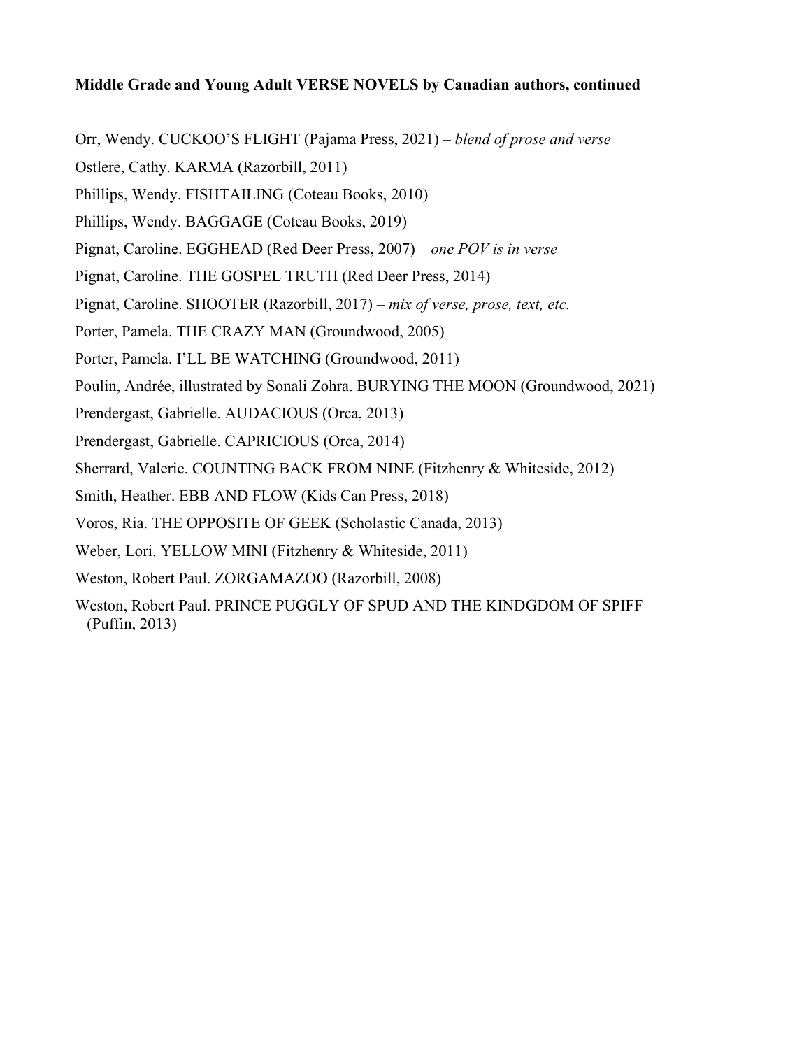**Middle Grade and Young Adult VERSE NOVELS by Canadian authors, continued**

Orr, Wendy. CUCKOO'S FLIGHT (Pajama Press, 2021) – *blend of prose and verse*

Ostlere, Cathy. KARMA (Razorbill, 2011)

Phillips, Wendy. FISHTAILING (Coteau Books, 2010)

Phillips, Wendy. BAGGAGE (Coteau Books, 2019)

Pignat, Caroline. EGGHEAD (Red Deer Press, 2007) – *one POV is in verse*

Pignat, Caroline. THE GOSPEL TRUTH (Red Deer Press, 2014)

Pignat, Caroline. SHOOTER (Razorbill, 2017) – *mix of verse, prose, text, etc.*

Porter, Pamela. THE CRAZY MAN (Groundwood, 2005)

Porter, Pamela. I'LL BE WATCHING (Groundwood, 2011)

Poulin, Andrée, illustrated by Sonali Zohra. BURYING THE MOON (Groundwood, 2021)

Prendergast, Gabrielle. AUDACIOUS (Orca, 2013)

Prendergast, Gabrielle. CAPRICIOUS (Orca, 2014)

Sherrard, Valerie. COUNTING BACK FROM NINE (Fitzhenry & Whiteside, 2012)

Smith, Heather. EBB AND FLOW (Kids Can Press, 2018)

Voros, Ria. THE OPPOSITE OF GEEK (Scholastic Canada, 2013)

Weber, Lori. YELLOW MINI (Fitzhenry & Whiteside, 2011)

Weston, Robert Paul. ZORGAMAZOO (Razorbill, 2008)

Weston, Robert Paul. PRINCE PUGGLY OF SPUD AND THE KINDGDOM OF SPIFF (Puffin, 2013)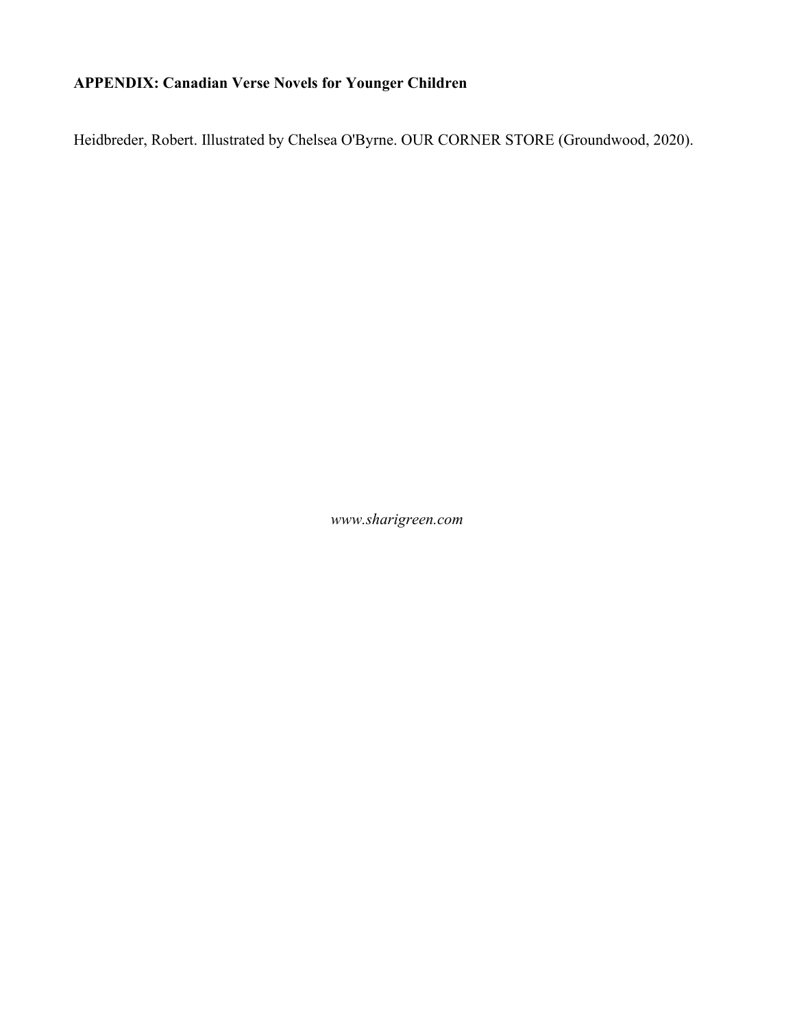**APPENDIX: Canadian Verse Novels for Younger Children**

Heidbreder, Robert. Illustrated by Chelsea O'Byrne. OUR CORNER STORE (Groundwood, 2020).

*www.sharigreen.com*